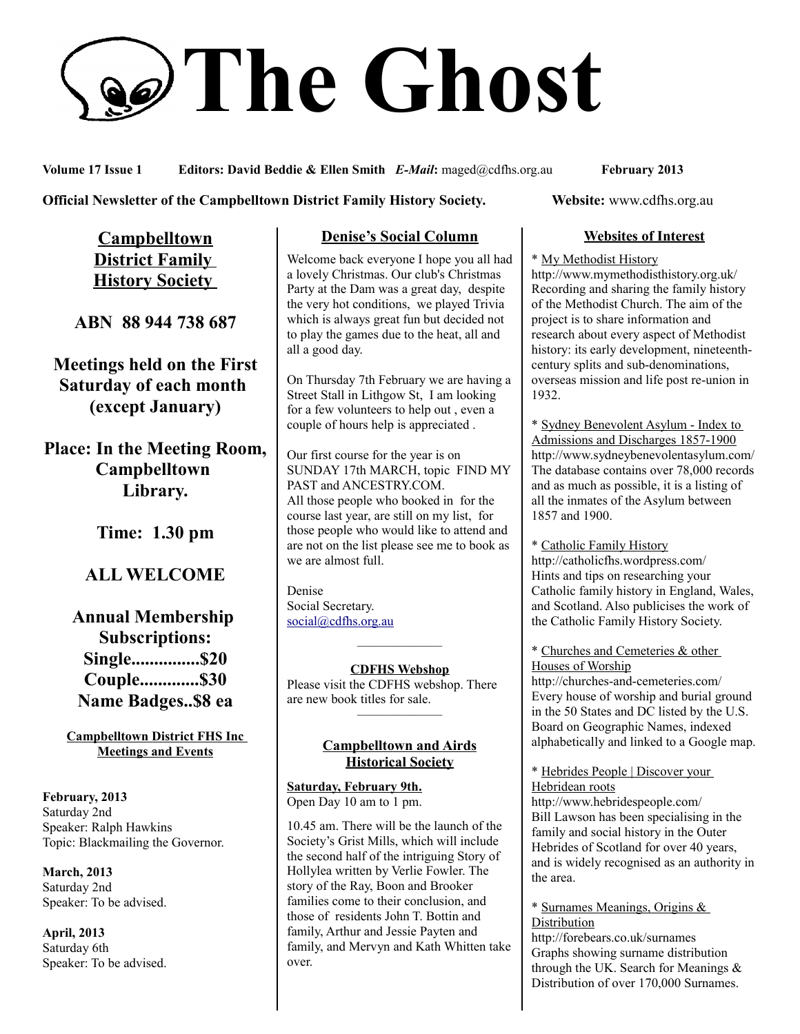# The Ghost

**Volume 17 Issue 1** **Editors: David Beddie & Ellen Smith** ***E-Mail*:** maged@cdfhs.org.au **February 2013**

**Official Newsletter of the Campbelltown District Family History Society.** **Website:** www.cdfhs.org.au

## Campbelltown District Family History Society

**ABN 88 944 738 687**

**Meetings held on the First Saturday of each month (except January)**

**Place: In the Meeting Room, Campbelltown Library.**

**Time: 1.30 pm**

**ALL WELCOME**

**Annual Membership Subscriptions:**
**Single...............$20**
**Couple.............$30**
**Name Badges..$8 ea**

### Campbelltown District FHS Inc Meetings and Events

**February, 2013**
Saturday 2nd
Speaker: Ralph Hawkins
Topic: Blackmailing the Governor.

**March, 2013**
Saturday 2nd
Speaker: To be advised.

**April, 2013**
Saturday 6th
Speaker: To be advised.

## Denise's Social Column

Welcome back everyone I hope you all had a lovely Christmas. Our club's Christmas Party at the Dam was a great day, despite the very hot conditions, we played Trivia which is always great fun but decided not to play the games due to the heat, all and all a good day.

On Thursday 7th February we are having a Street Stall in Lithgow St, I am looking for a few volunteers to help out , even a couple of hours help is appreciated .

Our first course for the year is on SUNDAY 17th MARCH, topic FIND MY PAST and ANCESTRY.COM.
All those people who booked in for the course last year, are still on my list, for those people who would like to attend and are not on the list please see me to book as we are almost full.

Denise
Social Secretary.
social@cdfhs.org.au

---

### CDFHS Webshop

Please visit the CDFHS webshop. There are new book titles for sale.

---

## Campbelltown and Airds Historical Society

**Saturday, February 9th.**
Open Day 10 am to 1 pm.

10.45 am. There will be the launch of the Society's Grist Mills, which will include the second half of the intriguing Story of Hollylea written by Verlie Fowler. The story of the Ray, Boon and Brooker families come to their conclusion, and those of residents John T. Bottin and family, Arthur and Jessie Payten and family, and Mervyn and Kath Whitten take over.

## Websites of Interest

* My Methodist History
http://www.mymethodisthistory.org.uk/
Recording and sharing the family history of the Methodist Church. The aim of the project is to share information and research about every aspect of Methodist history: its early development, nineteenth-century splits and sub-denominations, overseas mission and life post re-union in 1932.

* Sydney Benevolent Asylum - Index to Admissions and Discharges 1857-1900
http://www.sydneybenevolentasylum.com/
The database contains over 78,000 records and as much as possible, it is a listing of all the inmates of the Asylum between 1857 and 1900.

* Catholic Family History
http://catholicfhs.wordpress.com/
Hints and tips on researching your Catholic family history in England, Wales, and Scotland. Also publicises the work of the Catholic Family History Society.

* Churches and Cemeteries & other Houses of Worship
http://churches-and-cemeteries.com/
Every house of worship and burial ground in the 50 States and DC listed by the U.S. Board on Geographic Names, indexed alphabetically and linked to a Google map.

* Hebrides People | Discover your Hebridean roots
http://www.hebridespeople.com/
Bill Lawson has been specialising in the family and social history in the Outer Hebrides of Scotland for over 40 years, and is widely recognised as an authority in the area.

* Surnames Meanings, Origins & Distribution
http://forebears.co.uk/surnames
Graphs showing surname distribution through the UK. Search for Meanings & Distribution of over 170,000 Surnames.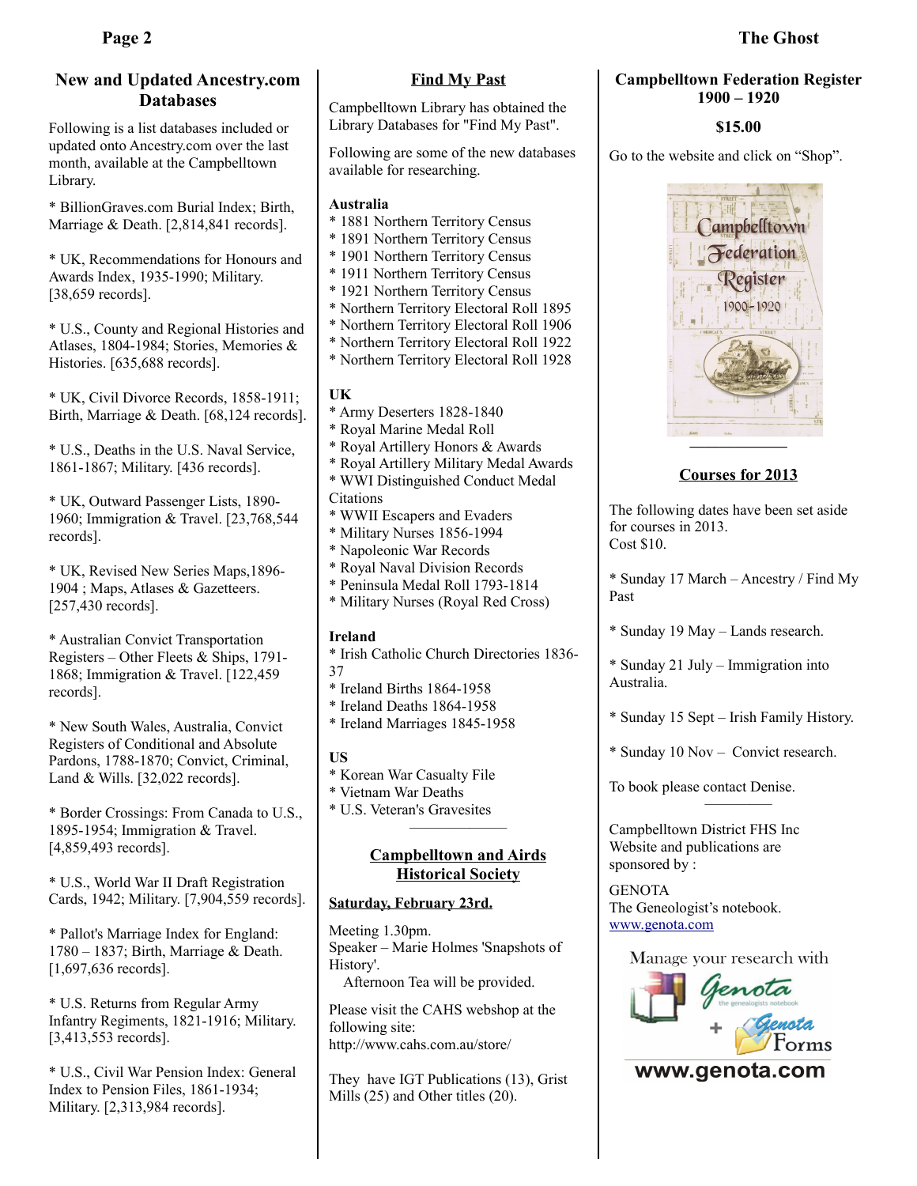## New and Updated Ancestry.com Databases

Following is a list databases included or updated onto Ancestry.com over the last month, available at the Campbelltown Library.

* BillionGraves.com Burial Index; Birth, Marriage & Death. [2,814,841 records].

* UK, Recommendations for Honours and Awards Index, 1935-1990; Military. [38,659 records].

* U.S., County and Regional Histories and Atlases, 1804-1984; Stories, Memories & Histories. [635,688 records].

* UK, Civil Divorce Records, 1858-1911; Birth, Marriage & Death. [68,124 records].

* U.S., Deaths in the U.S. Naval Service, 1861-1867; Military. [436 records].

* UK, Outward Passenger Lists, 1890-1960; Immigration & Travel. [23,768,544 records].

* UK, Revised New Series Maps,1896-1904 ; Maps, Atlases & Gazetteers. [257,430 records].

* Australian Convict Transportation Registers – Other Fleets & Ships, 1791-1868; Immigration & Travel. [122,459 records].

* New South Wales, Australia, Convict Registers of Conditional and Absolute Pardons, 1788-1870; Convict, Criminal, Land & Wills. [32,022 records].

* Border Crossings: From Canada to U.S., 1895-1954; Immigration & Travel. [4,859,493 records].

* U.S., World War II Draft Registration Cards, 1942; Military. [7,904,559 records].

* Pallot's Marriage Index for England: 1780 – 1837; Birth, Marriage & Death. [1,697,636 records].

* U.S. Returns from Regular Army Infantry Regiments, 1821-1916; Military. [3,413,553 records].

* U.S., Civil War Pension Index: General Index to Pension Files, 1861-1934; Military. [2,313,984 records].

## Find My Past

Campbelltown Library has obtained the Library Databases for "Find My Past".

Following are some of the new databases available for researching.

**Australia**
* 1881 Northern Territory Census
* 1891 Northern Territory Census
* 1901 Northern Territory Census
* 1911 Northern Territory Census
* 1921 Northern Territory Census
* Northern Territory Electoral Roll 1895
* Northern Territory Electoral Roll 1906
* Northern Territory Electoral Roll 1922
* Northern Territory Electoral Roll 1928

**UK**
* Army Deserters 1828-1840
* Royal Marine Medal Roll
* Royal Artillery Honors & Awards
* Royal Artillery Military Medal Awards
* WWI Distinguished Conduct Medal Citations
* WWII Escapers and Evaders
* Military Nurses 1856-1994
* Napoleonic War Records
* Royal Naval Division Records
* Peninsula Medal Roll 1793-1814
* Military Nurses (Royal Red Cross)

**Ireland**
* Irish Catholic Church Directories 1836-37
* Ireland Births 1864-1958
* Ireland Deaths 1864-1958
* Ireland Marriages 1845-1958

**US**
* Korean War Casualty File
* Vietnam War Deaths
* U.S. Veteran's Gravesites

## Campbelltown and Airds Historical Society

**Saturday, February 23rd.**

Meeting 1.30pm.
Speaker – Marie Holmes 'Snapshots of History'.
Afternoon Tea will be provided.

Please visit the CAHS webshop at the following site:
http://www.cahs.com.au/store/

They have IGT Publications (13), Grist Mills (25) and Other titles (20).

## Campbelltown Federation Register 1900 – 1920

**$15.00**

Go to the website and click on "Shop".

Campbelltown Federation Register 1900-1920

## Courses for 2013

The following dates have been set aside for courses in 2013.
Cost $10.

* Sunday 17 March – Ancestry / Find My Past

* Sunday 19 May – Lands research.

* Sunday 21 July – Immigration into Australia.

* Sunday 15 Sept – Irish Family History.

* Sunday 10 Nov – Convict research.

To book please contact Denise.

Campbelltown District FHS Inc Website and publications are sponsored by :

GENOTA
The Geneologist's notebook.
www.genota.com

Manage your research with Genota the genealogists notebook + Genota Forms
www.genota.com